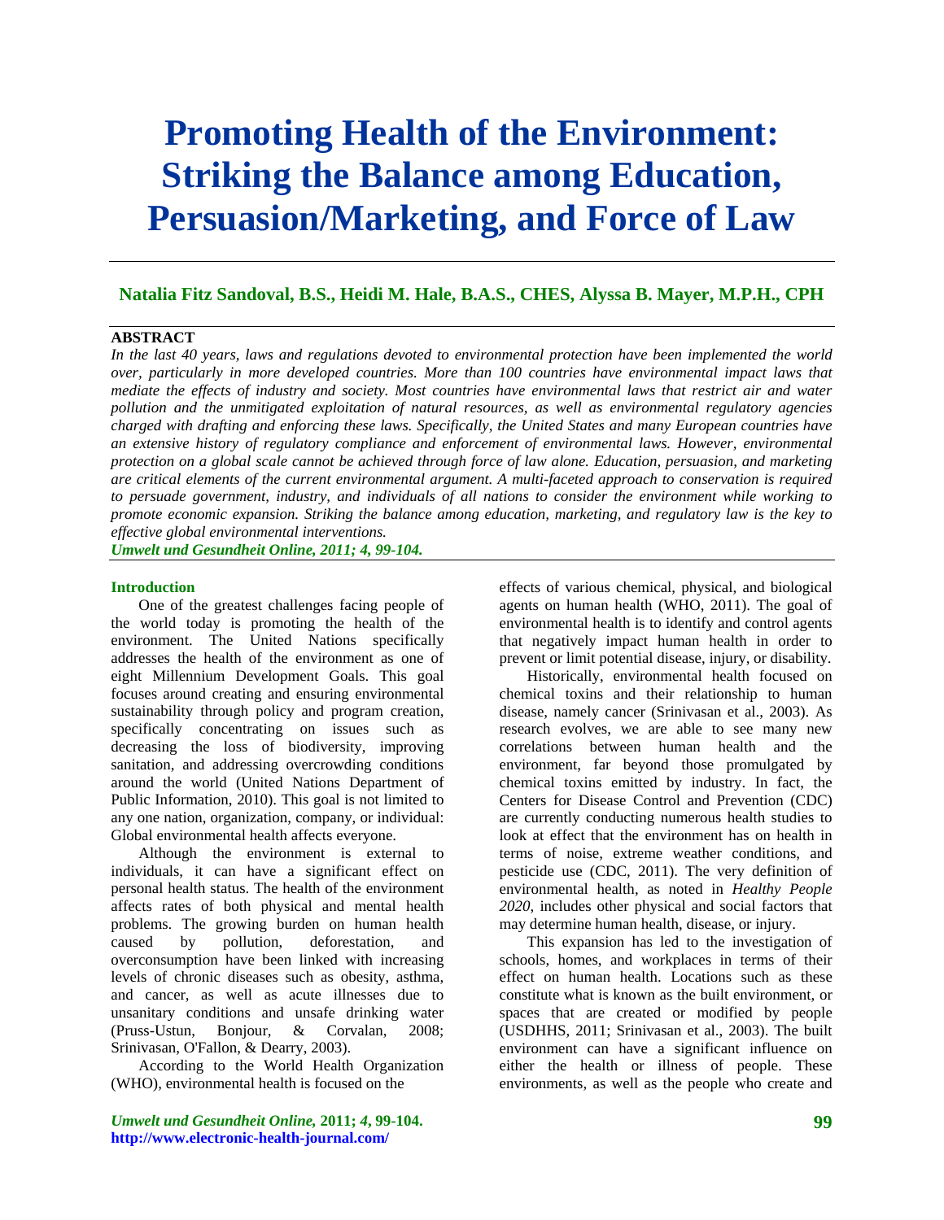# Promoting Health of the Environment: Striking the Balance among Education, Persuasion/Marketing, and Force of Law

**Natalia Fitz Sandoval, B.S., Heidi M. Hale, B.A.S., CHES, Alyssa B. Mayer, M.P.H., CPH**

**ABSTRACT**

*In the last 40 years, laws and regulations devoted to environmental protection have been implemented the world over, particularly in more developed countries. More than 100 countries have environmental impact laws that mediate the effects of industry and society. Most countries have environmental laws that restrict air and water pollution and the unmitigated exploitation of natural resources, as well as environmental regulatory agencies charged with drafting and enforcing these laws. Specifically, the United States and many European countries have an extensive history of regulatory compliance and enforcement of environmental laws. However, environmental protection on a global scale cannot be achieved through force of law alone. Education, persuasion, and marketing are critical elements of the current environmental argument. A multi-faceted approach to conservation is required to persuade government, industry, and individuals of all nations to consider the environment while working to promote economic expansion. Striking the balance among education, marketing, and regulatory law is the key to effective global environmental interventions.*

***Umwelt und Gesundheit Online, 2011; 4, 99-104.***

## Introduction

One of the greatest challenges facing people of the world today is promoting the health of the environment. The United Nations specifically addresses the health of the environment as one of eight Millennium Development Goals. This goal focuses around creating and ensuring environmental sustainability through policy and program creation, specifically concentrating on issues such as decreasing the loss of biodiversity, improving sanitation, and addressing overcrowding conditions around the world (United Nations Department of Public Information, 2010). This goal is not limited to any one nation, organization, company, or individual: Global environmental health affects everyone.

Although the environment is external to individuals, it can have a significant effect on personal health status. The health of the environment affects rates of both physical and mental health problems. The growing burden on human health caused by pollution, deforestation, and overconsumption have been linked with increasing levels of chronic diseases such as obesity, asthma, and cancer, as well as acute illnesses due to unsanitary conditions and unsafe drinking water (Pruss-Ustun, Bonjour, & Corvalan, 2008; Srinivasan, O'Fallon, & Dearry, 2003).

According to the World Health Organization (WHO), environmental health is focused on the effects of various chemical, physical, and biological agents on human health (WHO, 2011). The goal of environmental health is to identify and control agents that negatively impact human health in order to prevent or limit potential disease, injury, or disability.

Historically, environmental health focused on chemical toxins and their relationship to human disease, namely cancer (Srinivasan et al., 2003). As research evolves, we are able to see many new correlations between human health and the environment, far beyond those promulgated by chemical toxins emitted by industry. In fact, the Centers for Disease Control and Prevention (CDC) are currently conducting numerous health studies to look at effect that the environment has on health in terms of noise, extreme weather conditions, and pesticide use (CDC, 2011). The very definition of environmental health, as noted in *Healthy People 2020*, includes other physical and social factors that may determine human health, disease, or injury.

This expansion has led to the investigation of schools, homes, and workplaces in terms of their effect on human health. Locations such as these constitute what is known as the built environment, or spaces that are created or modified by people (USDHHS, 2011; Srinivasan et al., 2003). The built environment can have a significant influence on either the health or illness of people. These environments, as well as the people who create and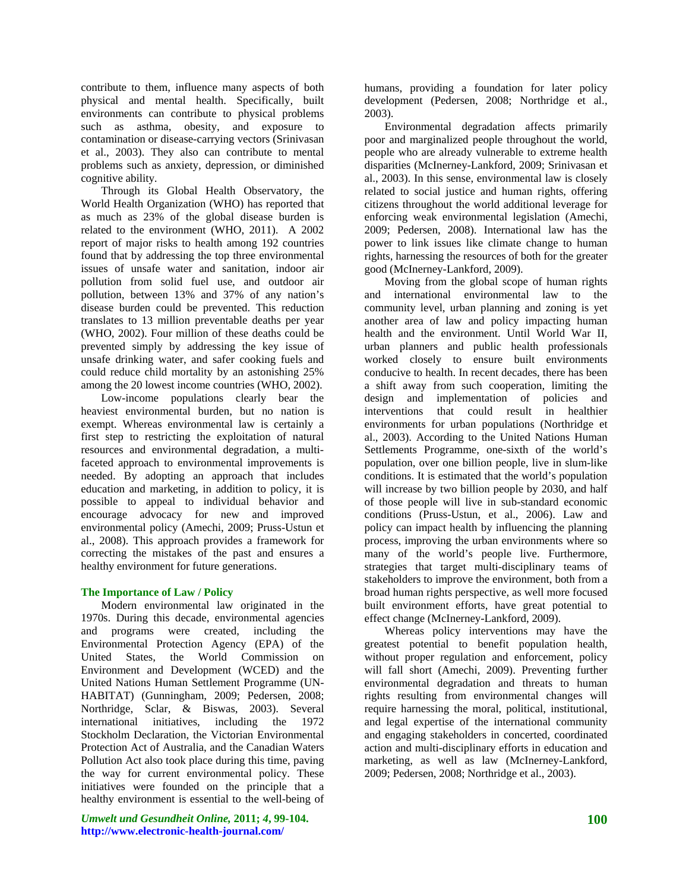contribute to them, influence many aspects of both physical and mental health. Specifically, built environments can contribute to physical problems such as asthma, obesity, and exposure to contamination or disease-carrying vectors (Srinivasan et al., 2003). They also can contribute to mental problems such as anxiety, depression, or diminished cognitive ability.

Through its Global Health Observatory, the World Health Organization (WHO) has reported that as much as 23% of the global disease burden is related to the environment (WHO, 2011). A 2002 report of major risks to health among 192 countries found that by addressing the top three environmental issues of unsafe water and sanitation, indoor air pollution from solid fuel use, and outdoor air pollution, between 13% and 37% of any nation's disease burden could be prevented. This reduction translates to 13 million preventable deaths per year (WHO, 2002). Four million of these deaths could be prevented simply by addressing the key issue of unsafe drinking water, and safer cooking fuels and could reduce child mortality by an astonishing 25% among the 20 lowest income countries (WHO, 2002).

Low-income populations clearly bear the heaviest environmental burden, but no nation is exempt. Whereas environmental law is certainly a first step to restricting the exploitation of natural resources and environmental degradation, a multi-faceted approach to environmental improvements is needed. By adopting an approach that includes education and marketing, in addition to policy, it is possible to appeal to individual behavior and encourage advocacy for new and improved environmental policy (Amechi, 2009; Pruss-Ustun et al., 2008). This approach provides a framework for correcting the mistakes of the past and ensures a healthy environment for future generations.

## The Importance of Law / Policy

Modern environmental law originated in the 1970s. During this decade, environmental agencies and programs were created, including the Environmental Protection Agency (EPA) of the United States, the World Commission on Environment and Development (WCED) and the United Nations Human Settlement Programme (UN-HABITAT) (Gunningham, 2009; Pedersen, 2008; Northridge, Sclar, & Biswas, 2003). Several international initiatives, including the 1972 Stockholm Declaration, the Victorian Environmental Protection Act of Australia, and the Canadian Waters Pollution Act also took place during this time, paving the way for current environmental policy. These initiatives were founded on the principle that a healthy environment is essential to the well-being of humans, providing a foundation for later policy development (Pedersen, 2008; Northridge et al., 2003).

Environmental degradation affects primarily poor and marginalized people throughout the world, people who are already vulnerable to extreme health disparities (McInerney-Lankford, 2009; Srinivasan et al., 2003). In this sense, environmental law is closely related to social justice and human rights, offering citizens throughout the world additional leverage for enforcing weak environmental legislation (Amechi, 2009; Pedersen, 2008). International law has the power to link issues like climate change to human rights, harnessing the resources of both for the greater good (McInerney-Lankford, 2009).

Moving from the global scope of human rights and international environmental law to the community level, urban planning and zoning is yet another area of law and policy impacting human health and the environment. Until World War II, urban planners and public health professionals worked closely to ensure built environments conducive to health. In recent decades, there has been a shift away from such cooperation, limiting the design and implementation of policies and interventions that could result in healthier environments for urban populations (Northridge et al., 2003). According to the United Nations Human Settlements Programme, one-sixth of the world's population, over one billion people, live in slum-like conditions. It is estimated that the world's population will increase by two billion people by 2030, and half of those people will live in sub-standard economic conditions (Pruss-Ustun, et al., 2006). Law and policy can impact health by influencing the planning process, improving the urban environments where so many of the world's people live. Furthermore, strategies that target multi-disciplinary teams of stakeholders to improve the environment, both from a broad human rights perspective, as well more focused built environment efforts, have great potential to effect change (McInerney-Lankford, 2009).

Whereas policy interventions may have the greatest potential to benefit population health, without proper regulation and enforcement, policy will fall short (Amechi, 2009). Preventing further environmental degradation and threats to human rights resulting from environmental changes will require harnessing the moral, political, institutional, and legal expertise of the international community and engaging stakeholders in concerted, coordinated action and multi-disciplinary efforts in education and marketing, as well as law (McInerney-Lankford, 2009; Pedersen, 2008; Northridge et al., 2003).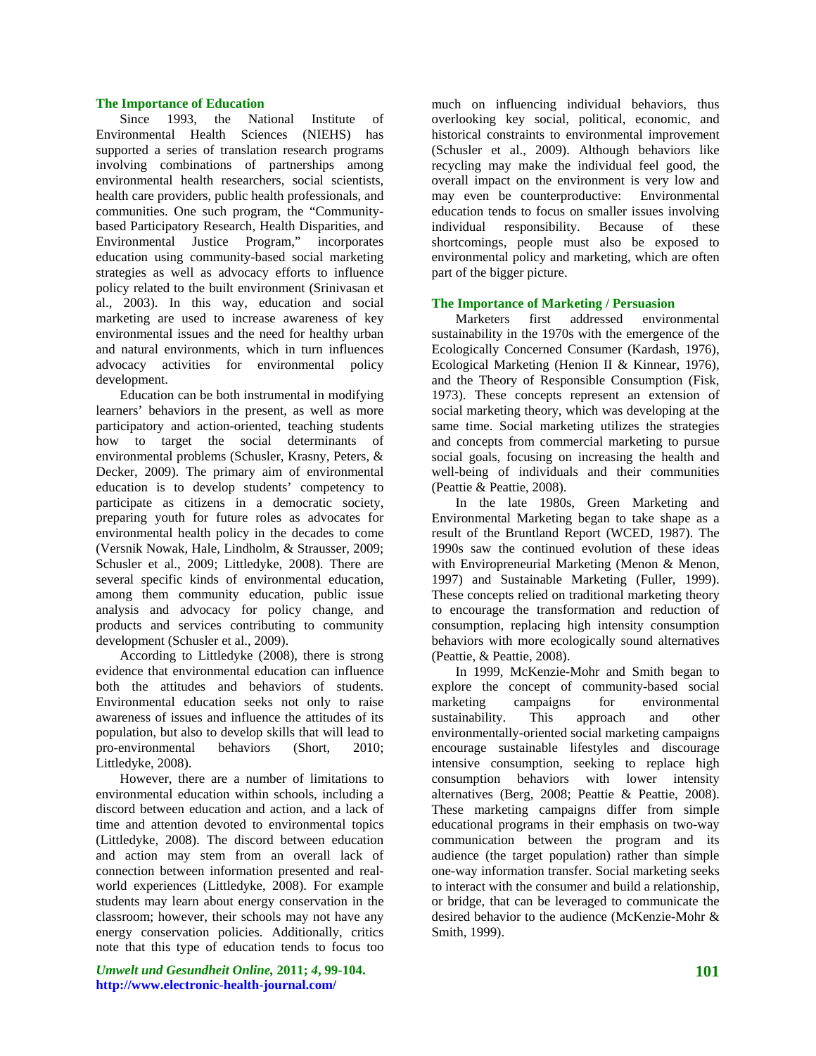## The Importance of Education

Since 1993, the National Institute of Environmental Health Sciences (NIEHS) has supported a series of translation research programs involving combinations of partnerships among environmental health researchers, social scientists, health care providers, public health professionals, and communities. One such program, the "Community-based Participatory Research, Health Disparities, and Environmental Justice Program," incorporates education using community-based social marketing strategies as well as advocacy efforts to influence policy related to the built environment (Srinivasan et al., 2003). In this way, education and social marketing are used to increase awareness of key environmental issues and the need for healthy urban and natural environments, which in turn influences advocacy activities for environmental policy development.

Education can be both instrumental in modifying learners' behaviors in the present, as well as more participatory and action-oriented, teaching students how to target the social determinants of environmental problems (Schusler, Krasny, Peters, & Decker, 2009). The primary aim of environmental education is to develop students' competency to participate as citizens in a democratic society, preparing youth for future roles as advocates for environmental health policy in the decades to come (Versnik Nowak, Hale, Lindholm, & Strausser, 2009; Schusler et al., 2009; Littledyke, 2008). There are several specific kinds of environmental education, among them community education, public issue analysis and advocacy for policy change, and products and services contributing to community development (Schusler et al., 2009).

According to Littledyke (2008), there is strong evidence that environmental education can influence both the attitudes and behaviors of students. Environmental education seeks not only to raise awareness of issues and influence the attitudes of its population, but also to develop skills that will lead to pro-environmental behaviors (Short, 2010; Littledyke, 2008).

However, there are a number of limitations to environmental education within schools, including a discord between education and action, and a lack of time and attention devoted to environmental topics (Littledyke, 2008). The discord between education and action may stem from an overall lack of connection between information presented and real-world experiences (Littledyke, 2008). For example students may learn about energy conservation in the classroom; however, their schools may not have any energy conservation policies. Additionally, critics note that this type of education tends to focus too much on influencing individual behaviors, thus overlooking key social, political, economic, and historical constraints to environmental improvement (Schusler et al., 2009). Although behaviors like recycling may make the individual feel good, the overall impact on the environment is very low and may even be counterproductive: Environmental education tends to focus on smaller issues involving individual responsibility. Because of these shortcomings, people must also be exposed to environmental policy and marketing, which are often part of the bigger picture.

## The Importance of Marketing / Persuasion

Marketers first addressed environmental sustainability in the 1970s with the emergence of the Ecologically Concerned Consumer (Kardash, 1976), Ecological Marketing (Henion II & Kinnear, 1976), and the Theory of Responsible Consumption (Fisk, 1973). These concepts represent an extension of social marketing theory, which was developing at the same time. Social marketing utilizes the strategies and concepts from commercial marketing to pursue social goals, focusing on increasing the health and well-being of individuals and their communities (Peattie & Peattie, 2008).

In the late 1980s, Green Marketing and Environmental Marketing began to take shape as a result of the Bruntland Report (WCED, 1987). The 1990s saw the continued evolution of these ideas with Enviropreneurial Marketing (Menon & Menon, 1997) and Sustainable Marketing (Fuller, 1999). These concepts relied on traditional marketing theory to encourage the transformation and reduction of consumption, replacing high intensity consumption behaviors with more ecologically sound alternatives (Peattie, & Peattie, 2008).

In 1999, McKenzie-Mohr and Smith began to explore the concept of community-based social marketing campaigns for environmental sustainability. This approach and other environmentally-oriented social marketing campaigns encourage sustainable lifestyles and discourage intensive consumption, seeking to replace high consumption behaviors with lower intensity alternatives (Berg, 2008; Peattie & Peattie, 2008). These marketing campaigns differ from simple educational programs in their emphasis on two-way communication between the program and its audience (the target population) rather than simple one-way information transfer. Social marketing seeks to interact with the consumer and build a relationship, or bridge, that can be leveraged to communicate the desired behavior to the audience (McKenzie-Mohr & Smith, 1999).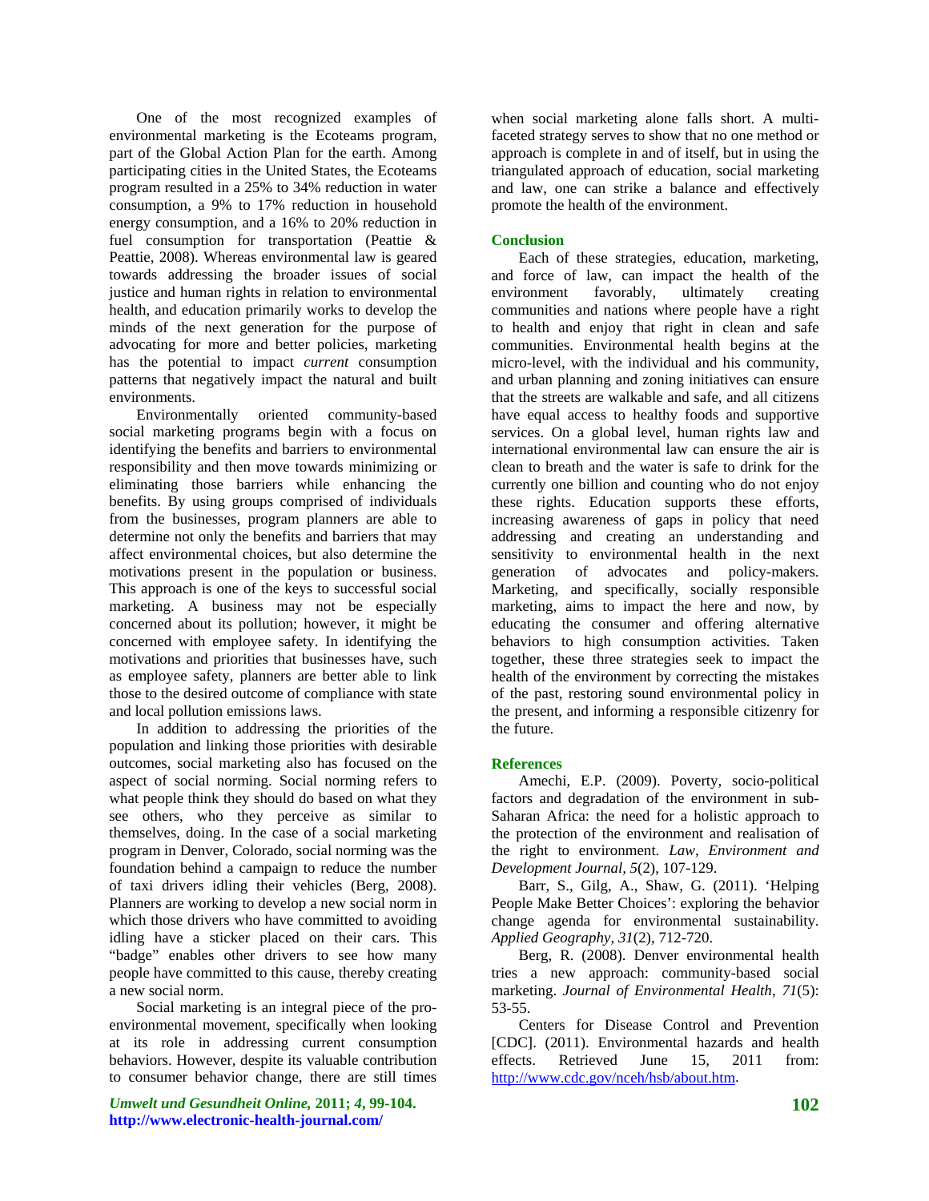One of the most recognized examples of environmental marketing is the Ecoteams program, part of the Global Action Plan for the earth. Among participating cities in the United States, the Ecoteams program resulted in a 25% to 34% reduction in water consumption, a 9% to 17% reduction in household energy consumption, and a 16% to 20% reduction in fuel consumption for transportation (Peattie & Peattie, 2008). Whereas environmental law is geared towards addressing the broader issues of social justice and human rights in relation to environmental health, and education primarily works to develop the minds of the next generation for the purpose of advocating for more and better policies, marketing has the potential to impact *current* consumption patterns that negatively impact the natural and built environments.

Environmentally oriented community-based social marketing programs begin with a focus on identifying the benefits and barriers to environmental responsibility and then move towards minimizing or eliminating those barriers while enhancing the benefits. By using groups comprised of individuals from the businesses, program planners are able to determine not only the benefits and barriers that may affect environmental choices, but also determine the motivations present in the population or business. This approach is one of the keys to successful social marketing. A business may not be especially concerned about its pollution; however, it might be concerned with employee safety. In identifying the motivations and priorities that businesses have, such as employee safety, planners are better able to link those to the desired outcome of compliance with state and local pollution emissions laws.

In addition to addressing the priorities of the population and linking those priorities with desirable outcomes, social marketing also has focused on the aspect of social norming. Social norming refers to what people think they should do based on what they see others, who they perceive as similar to themselves, doing. In the case of a social marketing program in Denver, Colorado, social norming was the foundation behind a campaign to reduce the number of taxi drivers idling their vehicles (Berg, 2008). Planners are working to develop a new social norm in which those drivers who have committed to avoiding idling have a sticker placed on their cars. This "badge" enables other drivers to see how many people have committed to this cause, thereby creating a new social norm.

Social marketing is an integral piece of the pro-environmental movement, specifically when looking at its role in addressing current consumption behaviors. However, despite its valuable contribution to consumer behavior change, there are still times when social marketing alone falls short. A multi-faceted strategy serves to show that no one method or approach is complete in and of itself, but in using the triangulated approach of education, social marketing and law, one can strike a balance and effectively promote the health of the environment.

## Conclusion

Each of these strategies, education, marketing, and force of law, can impact the health of the environment favorably, ultimately creating communities and nations where people have a right to health and enjoy that right in clean and safe communities. Environmental health begins at the micro-level, with the individual and his community, and urban planning and zoning initiatives can ensure that the streets are walkable and safe, and all citizens have equal access to healthy foods and supportive services. On a global level, human rights law and international environmental law can ensure the air is clean to breath and the water is safe to drink for the currently one billion and counting who do not enjoy these rights. Education supports these efforts, increasing awareness of gaps in policy that need addressing and creating an understanding and sensitivity to environmental health in the next generation of advocates and policy-makers. Marketing, and specifically, socially responsible marketing, aims to impact the here and now, by educating the consumer and offering alternative behaviors to high consumption activities. Taken together, these three strategies seek to impact the health of the environment by correcting the mistakes of the past, restoring sound environmental policy in the present, and informing a responsible citizenry for the future.

## References

Amechi, E.P. (2009). Poverty, socio-political factors and degradation of the environment in sub-Saharan Africa: the need for a holistic approach to the protection of the environment and realisation of the right to environment. *Law, Environment and Development Journal, 5*(2), 107-129.

Barr, S., Gilg, A., Shaw, G. (2011). 'Helping People Make Better Choices': exploring the behavior change agenda for environmental sustainability. *Applied Geography, 31*(2), 712-720.

Berg, R. (2008). Denver environmental health tries a new approach: community-based social marketing. *Journal of Environmental Health, 71*(5): 53-55.

Centers for Disease Control and Prevention [CDC]. (2011). Environmental hazards and health effects. Retrieved June 15, 2011 from: http://www.cdc.gov/nceh/hsb/about.htm.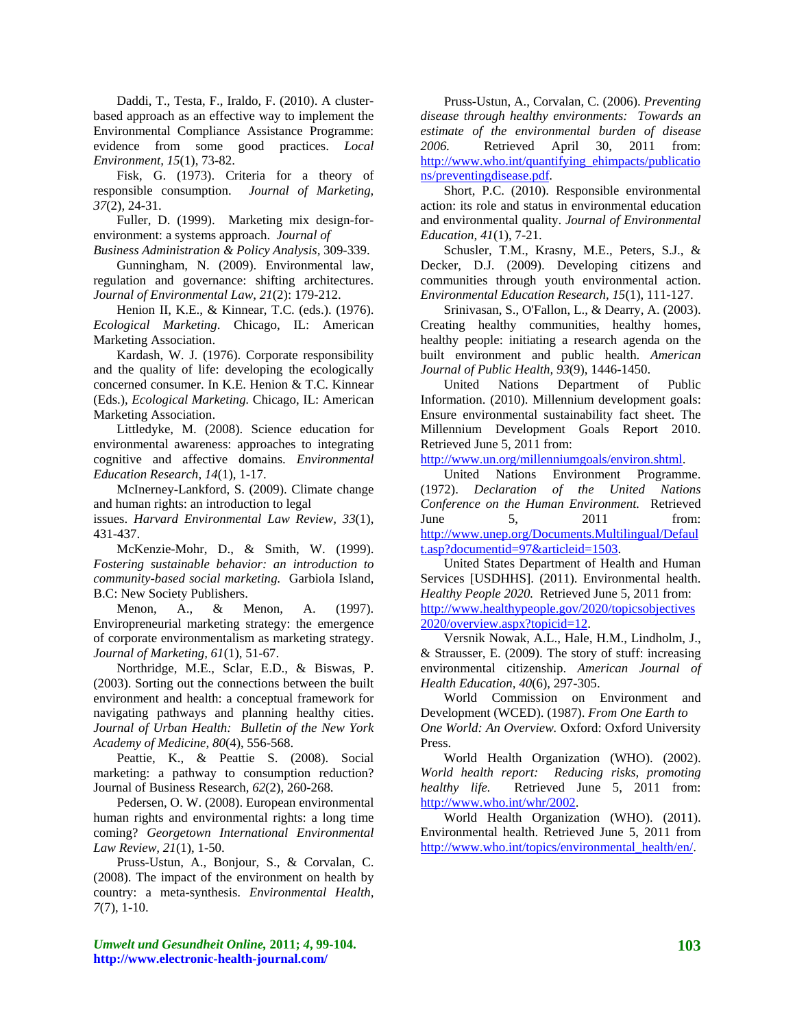Daddi, T., Testa, F., Iraldo, F. (2010). A cluster-based approach as an effective way to implement the Environmental Compliance Assistance Programme: evidence from some good practices. *Local Environment, 15*(1), 73-82.

Fisk, G. (1973). Criteria for a theory of responsible consumption. *Journal of Marketing, 37*(2), 24-31.

Fuller, D. (1999). Marketing mix design-for-environment: a systems approach. *Journal of Business Administration & Policy Analysis*, 309-339.

Gunningham, N. (2009). Environmental law, regulation and governance: shifting architectures. *Journal of Environmental Law, 21*(2): 179-212.

Henion II, K.E., & Kinnear, T.C. (eds.). (1976). *Ecological Marketing*. Chicago, IL: American Marketing Association.

Kardash, W. J. (1976). Corporate responsibility and the quality of life: developing the ecologically concerned consumer. In K.E. Henion & T.C. Kinnear (Eds.), *Ecological Marketing.* Chicago, IL: American Marketing Association.

Littledyke, M. (2008). Science education for environmental awareness: approaches to integrating cognitive and affective domains. *Environmental Education Research, 14*(1), 1-17.

McInerney-Lankford, S. (2009). Climate change and human rights: an introduction to legal issues. *Harvard Environmental Law Review, 33*(1), 431-437.

McKenzie-Mohr, D., & Smith, W. (1999). *Fostering sustainable behavior: an introduction to community-based social marketing.* Garbiola Island, B.C: New Society Publishers.

Menon, A., & Menon, A. (1997). Enviropreneurial marketing strategy: the emergence of corporate environmentalism as marketing strategy. *Journal of Marketing, 61*(1), 51-67.

Northridge, M.E., Sclar, E.D., & Biswas, P. (2003). Sorting out the connections between the built environment and health: a conceptual framework for navigating pathways and planning healthy cities. *Journal of Urban Health: Bulletin of the New York Academy of Medicine, 80*(4), 556-568.

Peattie, K., & Peattie S. (2008). Social marketing: a pathway to consumption reduction? Journal of Business Research, *62*(2), 260-268.

Pedersen, O. W. (2008). European environmental human rights and environmental rights: a long time coming? *Georgetown International Environmental Law Review, 21*(1), 1-50.

Pruss-Ustun, A., Bonjour, S., & Corvalan, C. (2008). The impact of the environment on health by country: a meta-synthesis. *Environmental Health, 7*(7), 1-10.

Pruss-Ustun, A., Corvalan, C. (2006). *Preventing disease through healthy environments: Towards an estimate of the environmental burden of disease 2006.* Retrieved April 30, 2011 from: http://www.who.int/quantifying_ehimpacts/publications/preventingdisease.pdf.

Short, P.C. (2010). Responsible environmental action: its role and status in environmental education and environmental quality. *Journal of Environmental Education, 41*(1), 7-21.

Schusler, T.M., Krasny, M.E., Peters, S.J., & Decker, D.J. (2009). Developing citizens and communities through youth environmental action. *Environmental Education Research, 15*(1), 111-127.

Srinivasan, S., O'Fallon, L., & Dearry, A. (2003). Creating healthy communities, healthy homes, healthy people: initiating a research agenda on the built environment and public health. *American Journal of Public Health, 93*(9), 1446-1450.

United Nations Department of Public Information. (2010). Millennium development goals: Ensure environmental sustainability fact sheet. The Millennium Development Goals Report 2010. Retrieved June 5, 2011 from: http://www.un.org/millenniumgoals/environ.shtml.

United Nations Environment Programme. (1972). *Declaration of the United Nations Conference on the Human Environment.* Retrieved June 5, 2011 from: http://www.unep.org/Documents.Multilingual/Default.asp?documentid=97&articleid=1503.

United States Department of Health and Human Services [USDHHS]. (2011). Environmental health. *Healthy People 2020.* Retrieved June 5, 2011 from: http://www.healthypeople.gov/2020/topicsobjectives2020/overview.aspx?topicid=12.

Versnik Nowak, A.L., Hale, H.M., Lindholm, J., & Strausser, E. (2009). The story of stuff: increasing environmental citizenship. *American Journal of Health Education, 40*(6), 297-305.

World Commission on Environment and Development (WCED). (1987). *From One Earth to One World: An Overview.* Oxford: Oxford University Press.

World Health Organization (WHO). (2002). *World health report: Reducing risks, promoting healthy life.* Retrieved June 5, 2011 from: http://www.who.int/whr/2002.

World Health Organization (WHO). (2011). Environmental health. Retrieved June 5, 2011 from http://www.who.int/topics/environmental_health/en/.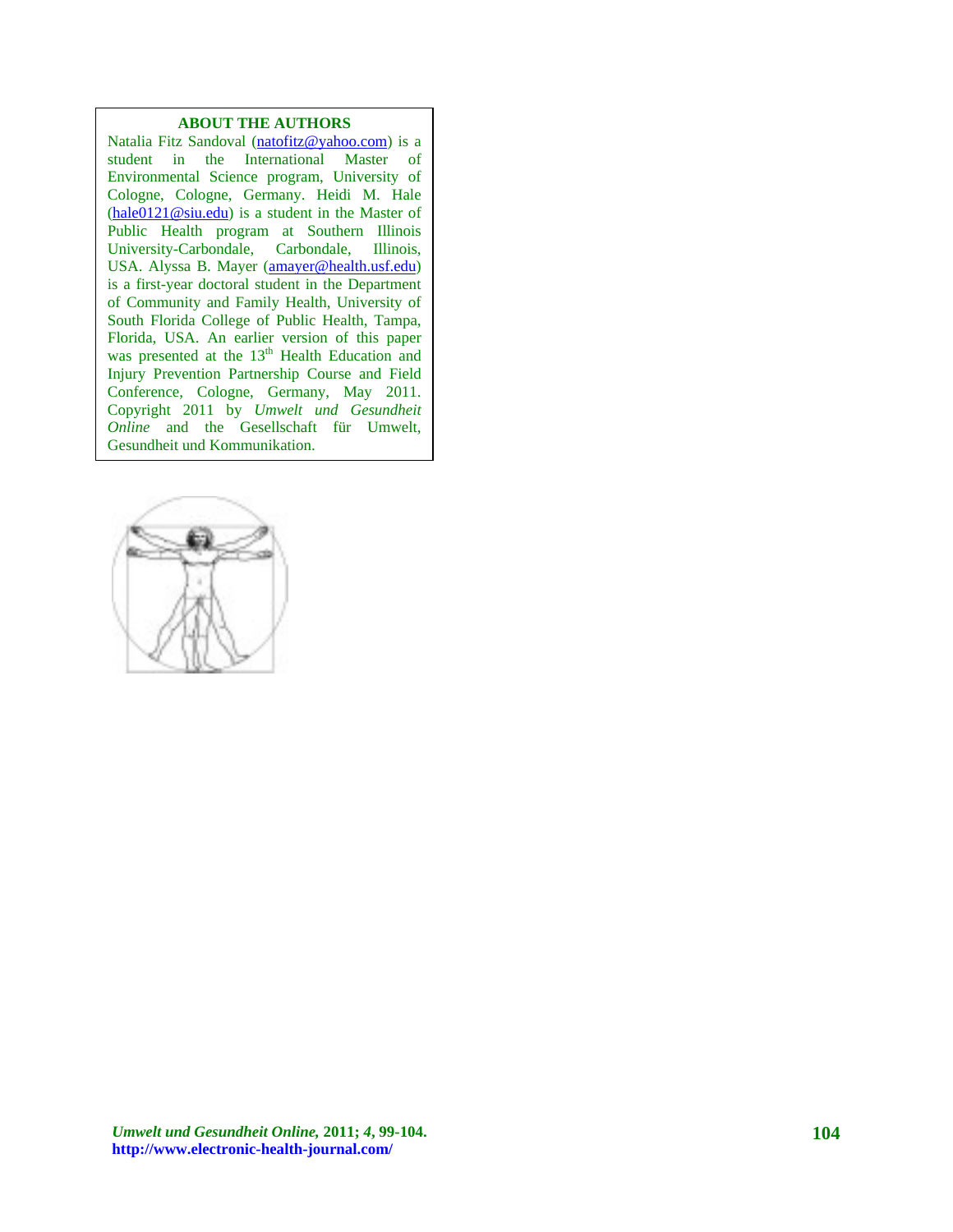**ABOUT THE AUTHORS**

Natalia Fitz Sandoval (natofitz@yahoo.com) is a student in the International Master of Environmental Science program, University of Cologne, Cologne, Germany. Heidi M. Hale (hale0121@siu.edu) is a student in the Master of Public Health program at Southern Illinois University-Carbondale, Carbondale, Illinois, USA. Alyssa B. Mayer (amayer@health.usf.edu) is a first-year doctoral student in the Department of Community and Family Health, University of South Florida College of Public Health, Tampa, Florida, USA. An earlier version of this paper was presented at the 13th Health Education and Injury Prevention Partnership Course and Field Conference, Cologne, Germany, May 2011. Copyright 2011 by *Umwelt und Gesundheit Online* and the Gesellschaft für Umwelt, Gesundheit und Kommunikation.